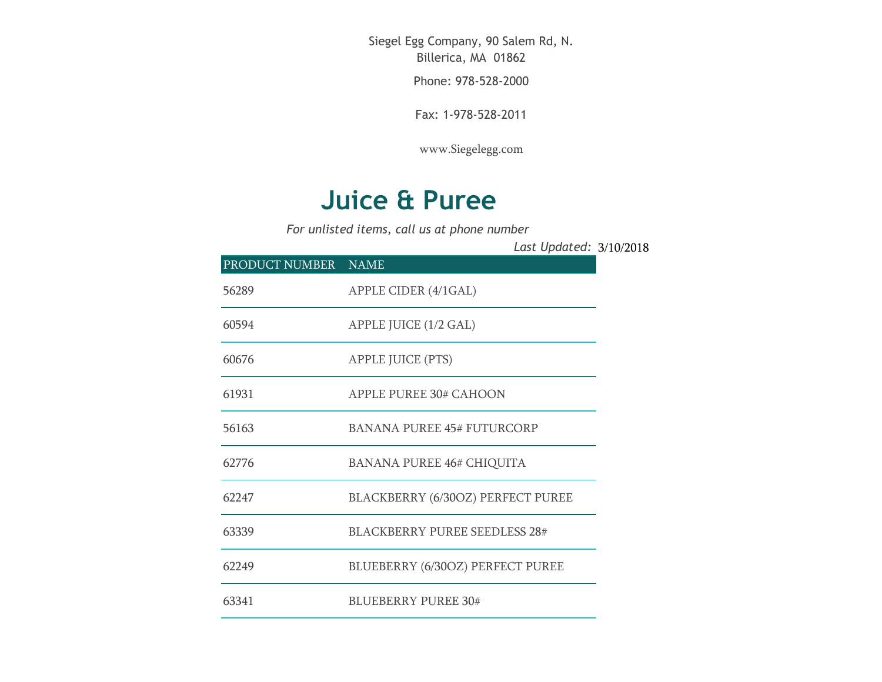Siegel Egg Company, 90 Salem Rd, N. Billerica, MA 01862

Phone: 978-528-2000

Fax: 1-978-528-2011

www.Siegelegg.com

# Juice & Puree

*For unlisted items, call us at phone number*

*Last Updated:* 3/10/2018

| PRODUCT NUMBER | NAME |
|---|---|
| 56289 | APPLE CIDER (4/1GAL) |
| 60594 | APPLE JUICE (1/2 GAL) |
| 60676 | APPLE JUICE (PTS) |
| 61931 | APPLE PUREE 30# CAHOON |
| 56163 | BANANA PUREE 45# FUTURCORP |
| 62776 | BANANA PUREE 46# CHIQUITA |
| 62247 | BLACKBERRY (6/30OZ) PERFECT PUREE |
| 63339 | BLACKBERRY PUREE SEEDLESS 28# |
| 62249 | BLUEBERRY (6/30OZ) PERFECT PUREE |
| 63341 | BLUEBERRY PUREE 30# |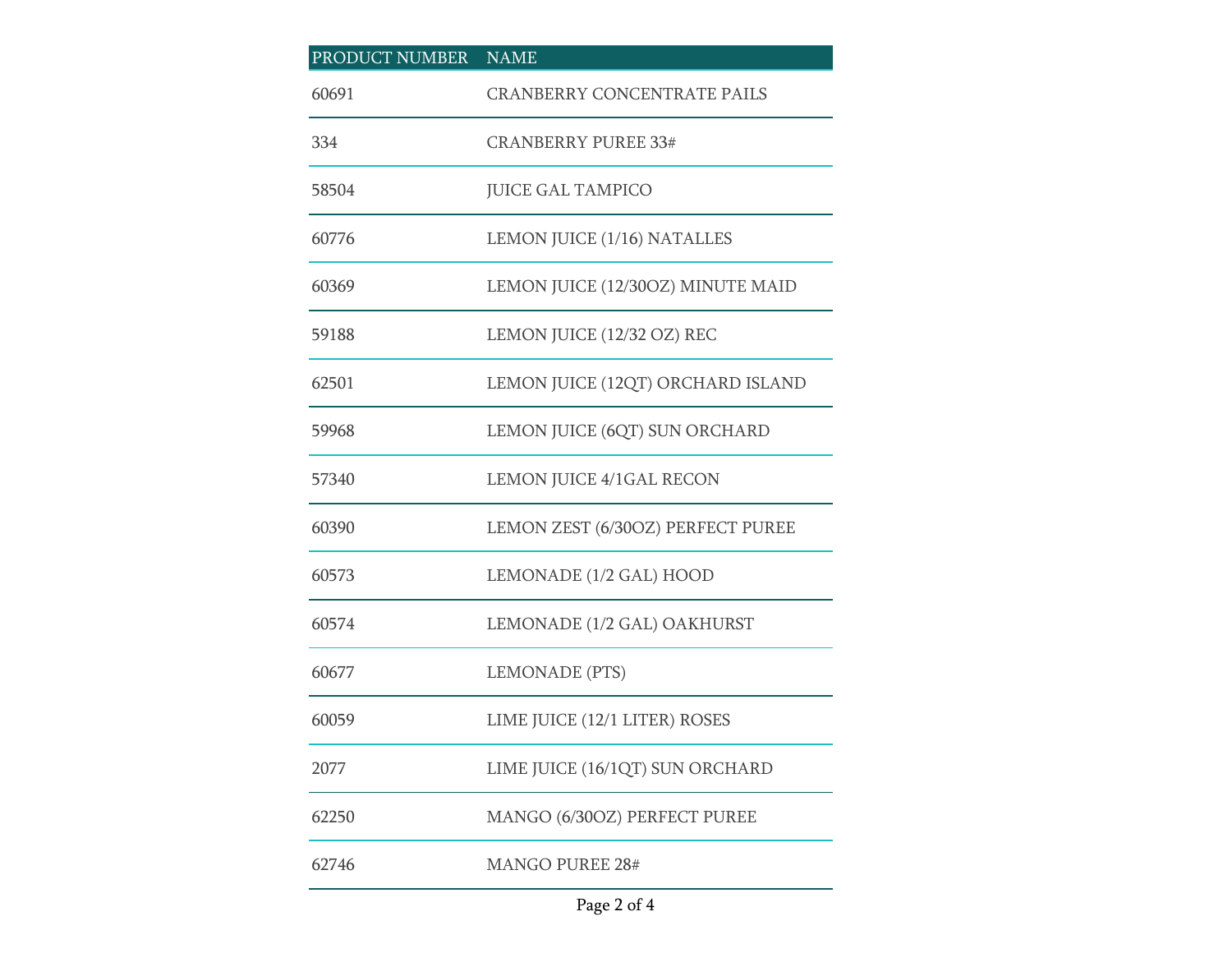| PRODUCT NUMBER | NAME |
|---|---|
| 60691 | CRANBERRY CONCENTRATE PAILS |
| 334 | CRANBERRY PUREE 33# |
| 58504 | JUICE GAL TAMPICO |
| 60776 | LEMON JUICE (1/16) NATALLES |
| 60369 | LEMON JUICE (12/30OZ) MINUTE MAID |
| 59188 | LEMON JUICE (12/32 OZ) REC |
| 62501 | LEMON JUICE (12QT) ORCHARD ISLAND |
| 59968 | LEMON JUICE (6QT) SUN ORCHARD |
| 57340 | LEMON JUICE 4/1GAL RECON |
| 60390 | LEMON ZEST (6/30OZ) PERFECT PUREE |
| 60573 | LEMONADE (1/2 GAL) HOOD |
| 60574 | LEMONADE (1/2 GAL) OAKHURST |
| 60677 | LEMONADE (PTS) |
| 60059 | LIME JUICE (12/1 LITER) ROSES |
| 2077 | LIME JUICE (16/1QT) SUN ORCHARD |
| 62250 | MANGO (6/30OZ) PERFECT PUREE |
| 62746 | MANGO PUREE 28# |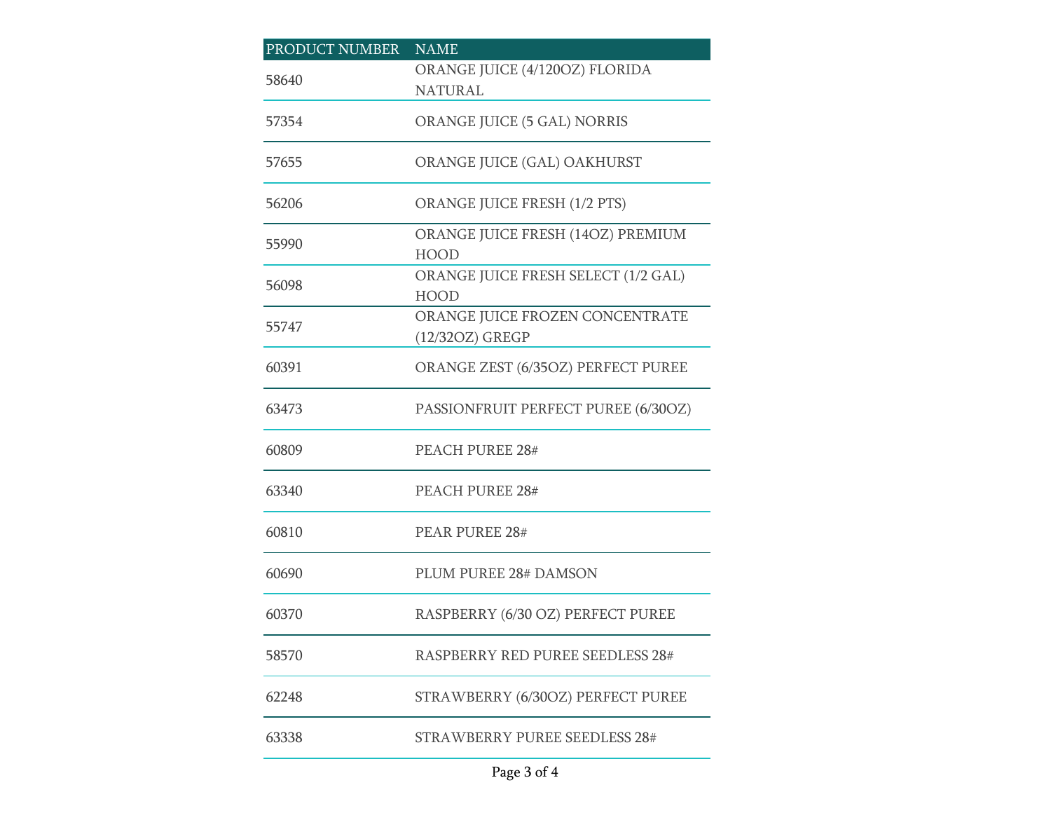| PRODUCT NUMBER | NAME |
|---|---|
| 58640 | ORANGE JUICE (4/120OZ) FLORIDA NATURAL |
| 57354 | ORANGE JUICE (5 GAL) NORRIS |
| 57655 | ORANGE JUICE (GAL) OAKHURST |
| 56206 | ORANGE JUICE FRESH (1/2 PTS) |
| 55990 | ORANGE JUICE FRESH (14OZ) PREMIUM HOOD |
| 56098 | ORANGE JUICE FRESH SELECT (1/2 GAL) HOOD |
| 55747 | ORANGE JUICE FROZEN CONCENTRATE (12/32OZ) GREGP |
| 60391 | ORANGE ZEST (6/35OZ) PERFECT PUREE |
| 63473 | PASSIONFRUIT PERFECT PUREE (6/30OZ) |
| 60809 | PEACH PUREE 28# |
| 63340 | PEACH PUREE 28# |
| 60810 | PEAR PUREE 28# |
| 60690 | PLUM PUREE 28# DAMSON |
| 60370 | RASPBERRY (6/30 OZ) PERFECT PUREE |
| 58570 | RASPBERRY RED PUREE SEEDLESS 28# |
| 62248 | STRAWBERRY (6/30OZ) PERFECT PUREE |
| 63338 | STRAWBERRY PUREE SEEDLESS 28# |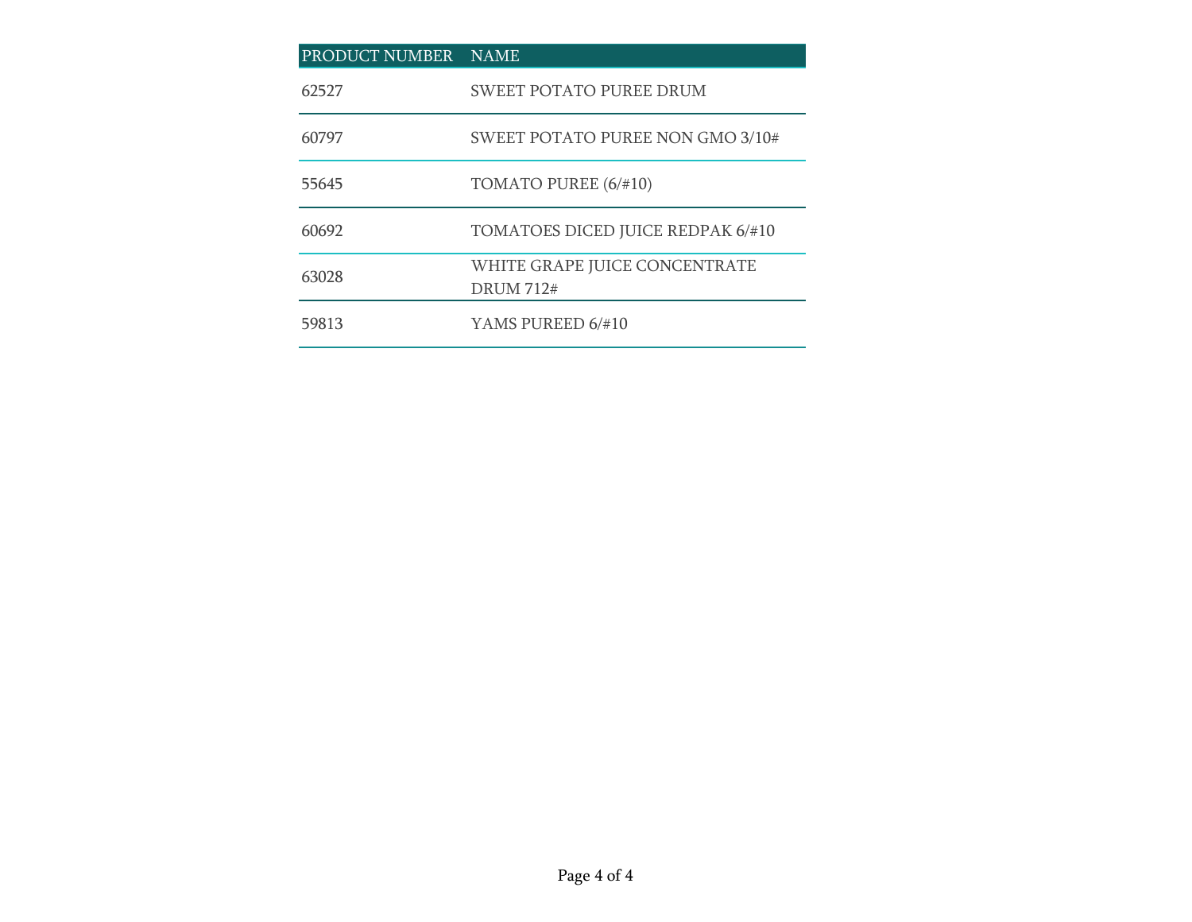| PRODUCT NUMBER | NAME |
| --- | --- |
| 62527 | SWEET POTATO PUREE DRUM |
| 60797 | SWEET POTATO PUREE NON GMO 3/10# |
| 55645 | TOMATO PUREE (6/#10) |
| 60692 | TOMATOES DICED JUICE REDPAK 6/#10 |
| 63028 | WHITE GRAPE JUICE CONCENTRATE DRUM 712# |
| 59813 | YAMS PUREED 6/#10 |